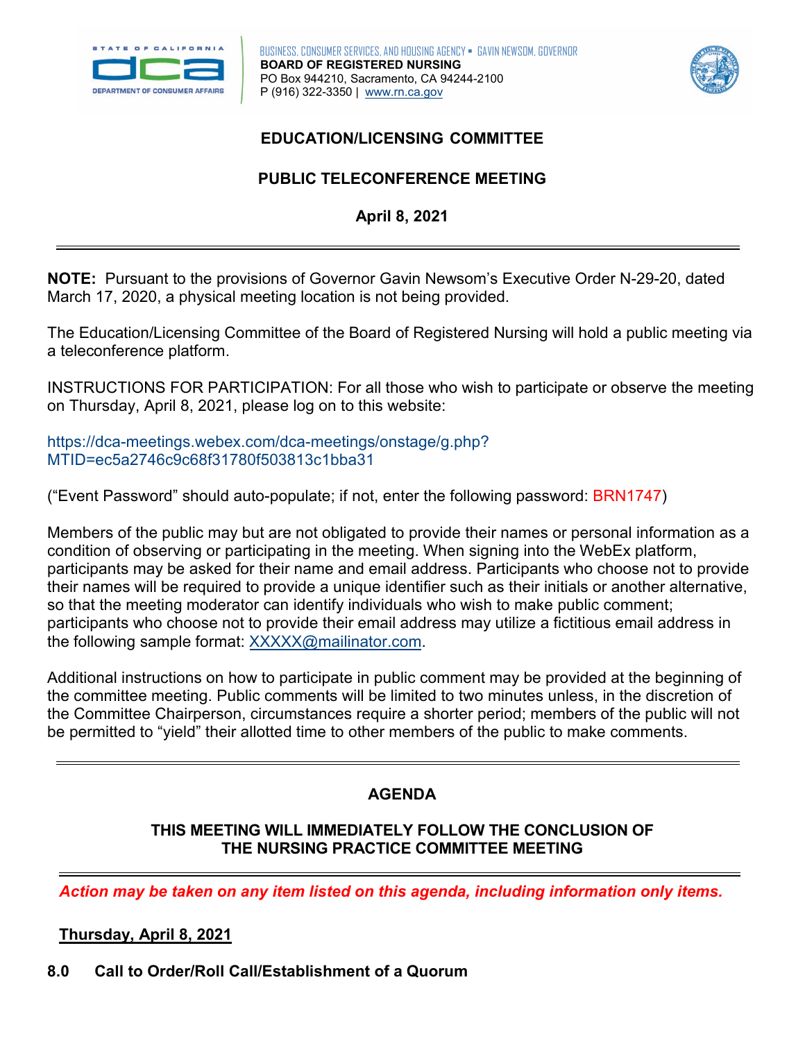BUSINESS, CONSUMER SERVICES, AND HOUSING AGENCY • GAVIN NEWSOM, GOVERNOR
**BOARD OF REGISTERED NURSING**
PO Box 944210, Sacramento, CA 94244-2100
P (916) 322-3350 | www.rn.ca.gov

# EDUCATION/LICENSING COMMITTEE

## PUBLIC TELECONFERENCE MEETING

**April 8, 2021**

---

**NOTE:** Pursuant to the provisions of Governor Gavin Newsom's Executive Order N-29-20, dated March 17, 2020, a physical meeting location is not being provided.

The Education/Licensing Committee of the Board of Registered Nursing will hold a public meeting via a teleconference platform.

INSTRUCTIONS FOR PARTICIPATION: For all those who wish to participate or observe the meeting on Thursday, April 8, 2021, please log on to this website:

https://dca-meetings.webex.com/dca-meetings/onstage/g.php?MTID=ec5a2746c9c68f31780f503813c1bba31

("Event Password" should auto-populate; if not, enter the following password: BRN1747)

Members of the public may but are not obligated to provide their names or personal information as a condition of observing or participating in the meeting. When signing into the WebEx platform, participants may be asked for their name and email address. Participants who choose not to provide their names will be required to provide a unique identifier such as their initials or another alternative, so that the meeting moderator can identify individuals who wish to make public comment; participants who choose not to provide their email address may utilize a fictitious email address in the following sample format: XXXXX@mailinator.com.

Additional instructions on how to participate in public comment may be provided at the beginning of the committee meeting. Public comments will be limited to two minutes unless, in the discretion of the Committee Chairperson, circumstances require a shorter period; members of the public will not be permitted to "yield" their allotted time to other members of the public to make comments.

---

## AGENDA

**THIS MEETING WILL IMMEDIATELY FOLLOW THE CONCLUSION OF THE NURSING PRACTICE COMMITTEE MEETING**

---

***Action may be taken on any item listed on this agenda, including information only items.***

**Thursday, April 8, 2021**

**8.0 Call to Order/Roll Call/Establishment of a Quorum**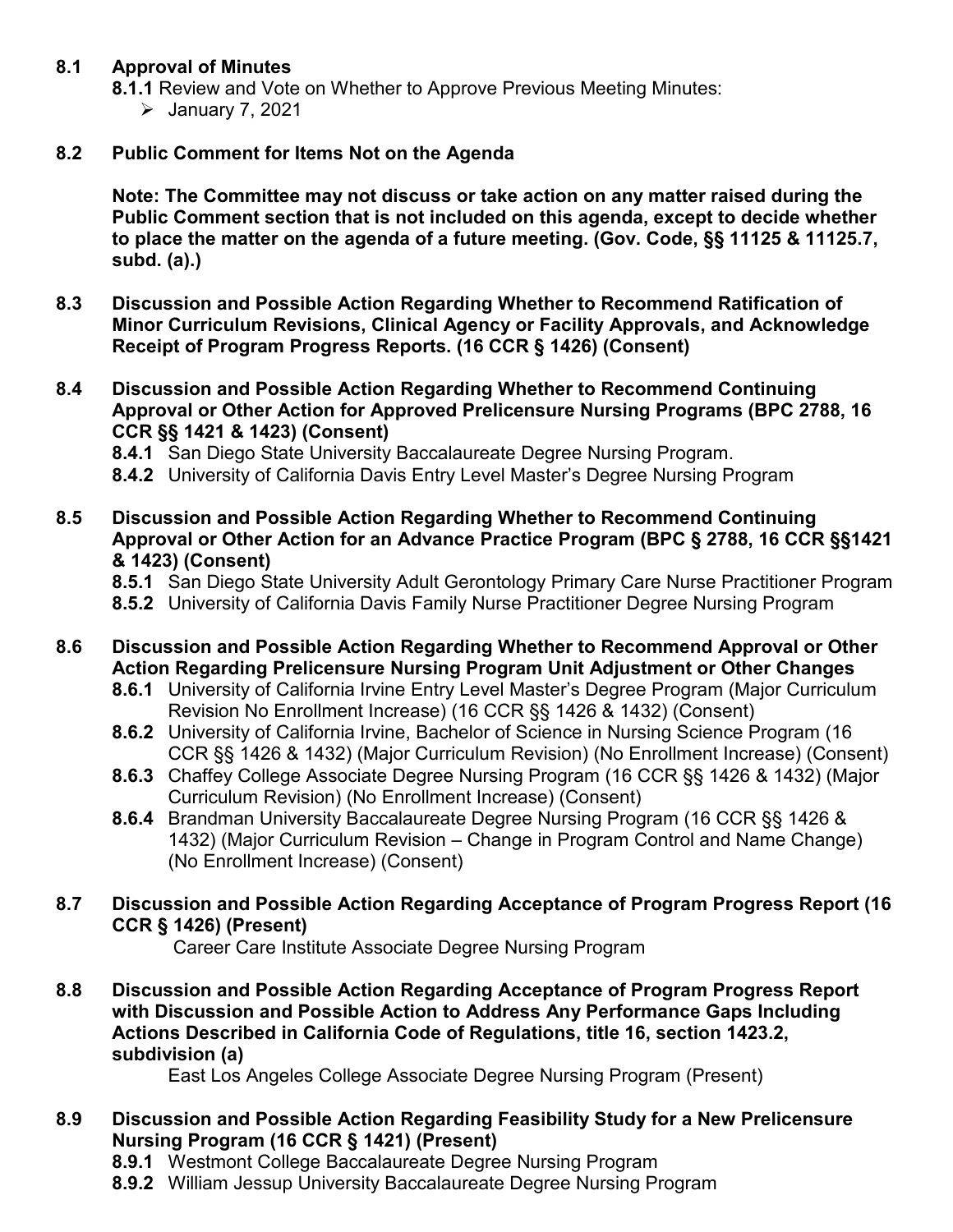**8.1 Approval of Minutes**

**8.1.1** Review and Vote on Whether to Approve Previous Meeting Minutes:

- January 7, 2021

**8.2 Public Comment for Items Not on the Agenda**

**Note: The Committee may not discuss or take action on any matter raised during the Public Comment section that is not included on this agenda, except to decide whether to place the matter on the agenda of a future meeting. (Gov. Code, §§ 11125 & 11125.7, subd. (a).)**

**8.3 Discussion and Possible Action Regarding Whether to Recommend Ratification of Minor Curriculum Revisions, Clinical Agency or Facility Approvals, and Acknowledge Receipt of Program Progress Reports. (16 CCR § 1426) (Consent)**

**8.4 Discussion and Possible Action Regarding Whether to Recommend Continuing Approval or Other Action for Approved Prelicensure Nursing Programs (BPC 2788, 16 CCR §§ 1421 & 1423) (Consent)**

**8.4.1** San Diego State University Baccalaureate Degree Nursing Program.

**8.4.2** University of California Davis Entry Level Master's Degree Nursing Program

**8.5 Discussion and Possible Action Regarding Whether to Recommend Continuing Approval or Other Action for an Advance Practice Program (BPC § 2788, 16 CCR §§1421 & 1423) (Consent)**

**8.5.1** San Diego State University Adult Gerontology Primary Care Nurse Practitioner Program

**8.5.2** University of California Davis Family Nurse Practitioner Degree Nursing Program

**8.6 Discussion and Possible Action Regarding Whether to Recommend Approval or Other Action Regarding Prelicensure Nursing Program Unit Adjustment or Other Changes**

**8.6.1** University of California Irvine Entry Level Master's Degree Program (Major Curriculum Revision No Enrollment Increase) (16 CCR §§ 1426 & 1432) (Consent)

**8.6.2** University of California Irvine, Bachelor of Science in Nursing Science Program (16 CCR §§ 1426 & 1432) (Major Curriculum Revision) (No Enrollment Increase) (Consent)

**8.6.3** Chaffey College Associate Degree Nursing Program (16 CCR §§ 1426 & 1432) (Major Curriculum Revision) (No Enrollment Increase) (Consent)

**8.6.4** Brandman University Baccalaureate Degree Nursing Program (16 CCR §§ 1426 & 1432) (Major Curriculum Revision – Change in Program Control and Name Change) (No Enrollment Increase) (Consent)

**8.7 Discussion and Possible Action Regarding Acceptance of Program Progress Report (16 CCR § 1426) (Present)**

Career Care Institute Associate Degree Nursing Program

**8.8 Discussion and Possible Action Regarding Acceptance of Program Progress Report with Discussion and Possible Action to Address Any Performance Gaps Including Actions Described in California Code of Regulations, title 16, section 1423.2, subdivision (a)**

East Los Angeles College Associate Degree Nursing Program (Present)

**8.9 Discussion and Possible Action Regarding Feasibility Study for a New Prelicensure Nursing Program (16 CCR § 1421) (Present)**

**8.9.1** Westmont College Baccalaureate Degree Nursing Program

**8.9.2** William Jessup University Baccalaureate Degree Nursing Program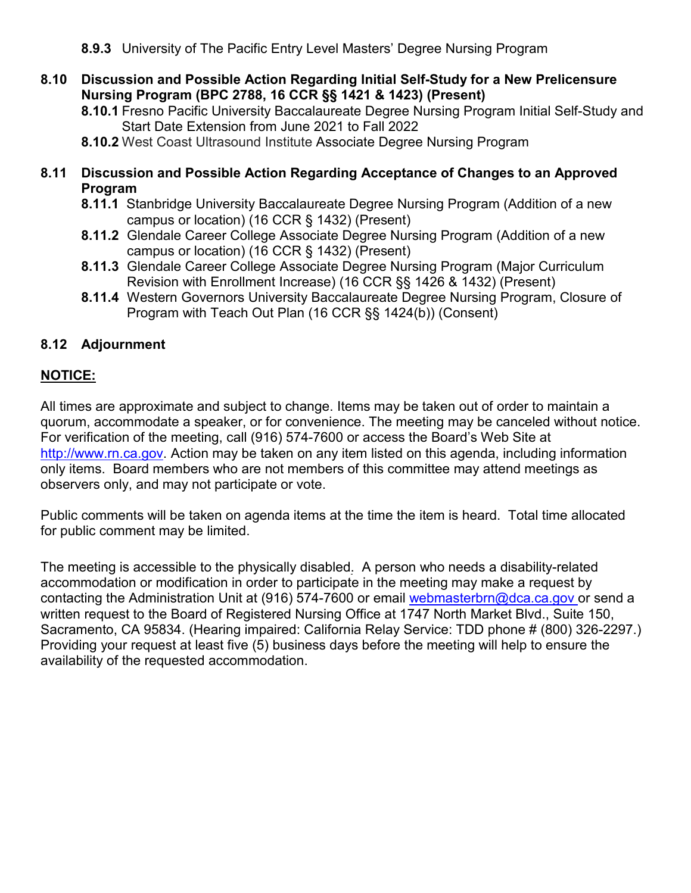**8.9.3** University of The Pacific Entry Level Masters' Degree Nursing Program

**8.10 Discussion and Possible Action Regarding Initial Self-Study for a New Prelicensure Nursing Program (BPC 2788, 16 CCR §§ 1421 & 1423) (Present)**

**8.10.1** Fresno Pacific University Baccalaureate Degree Nursing Program Initial Self-Study and Start Date Extension from June 2021 to Fall 2022

**8.10.2** West Coast Ultrasound Institute Associate Degree Nursing Program

**8.11 Discussion and Possible Action Regarding Acceptance of Changes to an Approved Program**

**8.11.1** Stanbridge University Baccalaureate Degree Nursing Program (Addition of a new campus or location) (16 CCR § 1432) (Present)

**8.11.2** Glendale Career College Associate Degree Nursing Program (Addition of a new campus or location) (16 CCR § 1432) (Present)

**8.11.3** Glendale Career College Associate Degree Nursing Program (Major Curriculum Revision with Enrollment Increase) (16 CCR §§ 1426 & 1432) (Present)

**8.11.4** Western Governors University Baccalaureate Degree Nursing Program, Closure of Program with Teach Out Plan (16 CCR §§ 1424(b)) (Consent)

**8.12 Adjournment**

**NOTICE:**

All times are approximate and subject to change. Items may be taken out of order to maintain a quorum, accommodate a speaker, or for convenience. The meeting may be canceled without notice. For verification of the meeting, call (916) 574-7600 or access the Board's Web Site at http://www.rn.ca.gov. Action may be taken on any item listed on this agenda, including information only items. Board members who are not members of this committee may attend meetings as observers only, and may not participate or vote.

Public comments will be taken on agenda items at the time the item is heard. Total time allocated for public comment may be limited.

The meeting is accessible to the physically disabled. A person who needs a disability-related accommodation or modification in order to participate in the meeting may make a request by contacting the Administration Unit at (916) 574-7600 or email webmasterbrn@dca.ca.gov or send a written request to the Board of Registered Nursing Office at 1747 North Market Blvd., Suite 150, Sacramento, CA 95834. (Hearing impaired: California Relay Service: TDD phone # (800) 326-2297.) Providing your request at least five (5) business days before the meeting will help to ensure the availability of the requested accommodation.